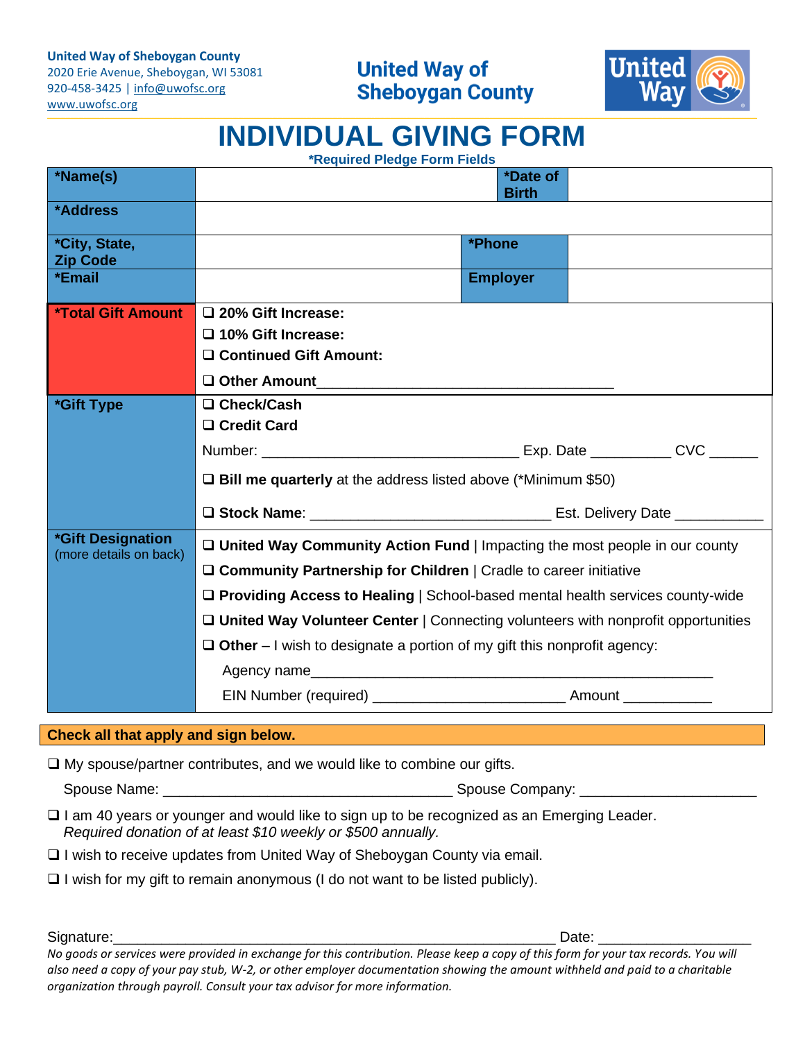**United Way of Sheboygan County**
2020 Erie Avenue, Sheboygan, WI 53081
920-458-3425 | info@uwofsc.org
www.uwofsc.org

**United Way of Sheboygan County**

# INDIVIDUAL GIVING FORM

**\*Required Pledge Form Fields**

| | | | |
|---|---|---|---|
| **\*Name(s)** | | **\*Date of Birth** | |
| **\*Address** | | | |
| **\*City, State, Zip Code** | | **\*Phone** | |
| **\*Email** | | **Employer** | |

| | |
|---|---|
| **\*Total Gift Amount** | ❑ **20% Gift Increase:**<br>❑ **10% Gift Increase:**<br>❑ **Continued Gift Amount:**<br>❑ **Other Amount**___________________________________ |
| **\*Gift Type** | ❑ **Check/Cash**<br>❑ **Credit Card**<br>Number: ______________________________ Exp. Date _________ CVC _____<br>❑ **Bill me quarterly** at the address listed above (\*Minimum $50)<br>❑ **Stock Name**: ____________________________ Est. Delivery Date __________ |
| **\*Gift Designation** (more details on back) | ❑ **United Way Community Action Fund** \| Impacting the most people in our county<br>❑ **Community Partnership for Children** \| Cradle to career initiative<br>❑ **Providing Access to Healing** \| School-based mental health services county-wide<br>❑ **United Way Volunteer Center** \| Connecting volunteers with nonprofit opportunities<br>❑ **Other** – I wish to designate a portion of my gift this nonprofit agency:<br>Agency name____________________________________________<br>EIN Number (required) ______________________ Amount __________ |

**Check all that apply and sign below.**

❑ My spouse/partner contributes, and we would like to combine our gifts.

Spouse Name: __________________________________ Spouse Company: ____________________

❑ I am 40 years or younger and would like to sign up to be recognized as an Emerging Leader.
*Required donation of at least $10 weekly or $500 annually.*

❑ I wish to receive updates from United Way of Sheboygan County via email.

❑ I wish for my gift to remain anonymous (I do not want to be listed publicly).

Signature:_____________________________________________________ Date: __________________

*No goods or services were provided in exchange for this contribution. Please keep a copy of this form for your tax records. You will also need a copy of your pay stub, W-2, or other employer documentation showing the amount withheld and paid to a charitable organization through payroll. Consult your tax advisor for more information.*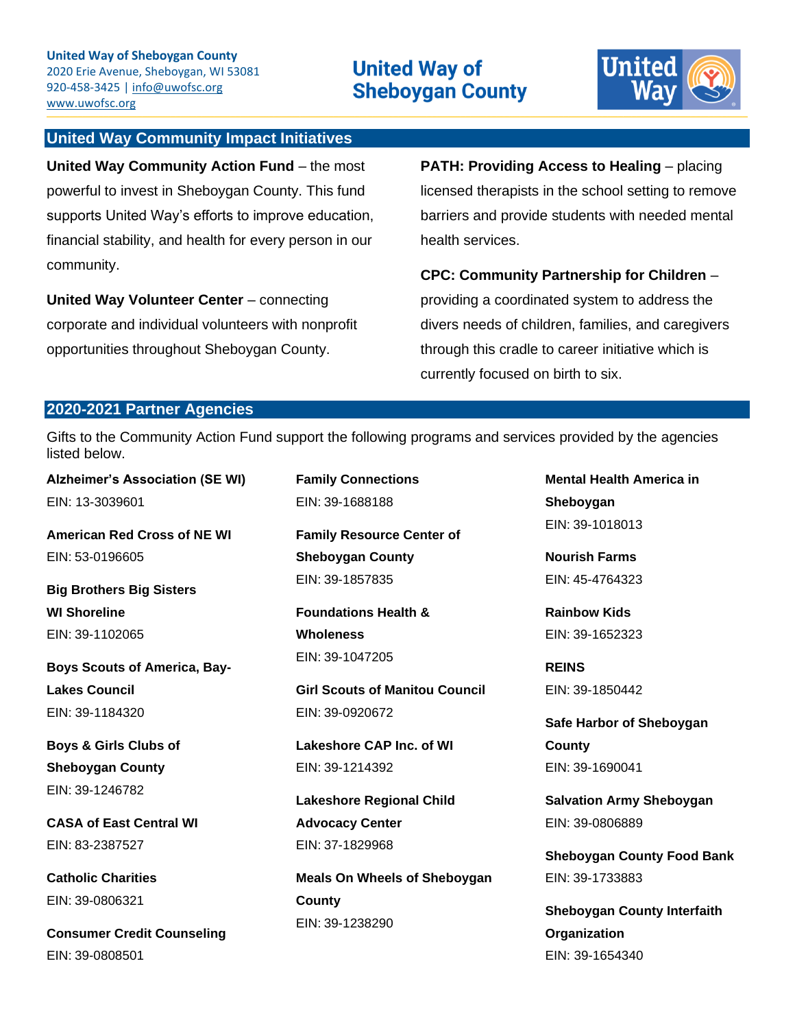United Way of Sheboygan County
2020 Erie Avenue, Sheboygan, WI 53081
920-458-3425 | info@uwofsc.org
www.uwofsc.org

# United Way of Sheboygan County

## United Way Community Impact Initiatives

**United Way Community Action Fund** – the most powerful to invest in Sheboygan County. This fund supports United Way's efforts to improve education, financial stability, and health for every person in our community.

**United Way Volunteer Center** – connecting corporate and individual volunteers with nonprofit opportunities throughout Sheboygan County.

**PATH: Providing Access to Healing** – placing licensed therapists in the school setting to remove barriers and provide students with needed mental health services.

**CPC: Community Partnership for Children** – providing a coordinated system to address the divers needs of children, families, and caregivers through this cradle to career initiative which is currently focused on birth to six.

## 2020-2021 Partner Agencies

Gifts to the Community Action Fund support the following programs and services provided by the agencies listed below.

**Alzheimer's Association (SE WI)**
EIN: 13-3039601

**American Red Cross of NE WI**
EIN: 53-0196605

**Big Brothers Big Sisters WI Shoreline**
EIN: 39-1102065

**Boys Scouts of America, Bay-Lakes Council**
EIN: 39-1184320

**Boys & Girls Clubs of Sheboygan County**
EIN: 39-1246782

**CASA of East Central WI**
EIN: 83-2387527

**Catholic Charities**
EIN: 39-0806321

**Consumer Credit Counseling**
EIN: 39-0808501

**Family Connections**
EIN: 39-1688188

**Family Resource Center of Sheboygan County**
EIN: 39-1857835

**Foundations Health & Wholeness**
EIN: 39-1047205

**Girl Scouts of Manitou Council**
EIN: 39-0920672

**Lakeshore CAP Inc. of WI**
EIN: 39-1214392

**Lakeshore Regional Child Advocacy Center**
EIN: 37-1829968

**Meals On Wheels of Sheboygan County**
EIN: 39-1238290

**Mental Health America in Sheboygan**
EIN: 39-1018013

**Nourish Farms**
EIN: 45-4764323

**Rainbow Kids**
EIN: 39-1652323

**REINS**
EIN: 39-1850442

**Safe Harbor of Sheboygan County**
EIN: 39-1690041

**Salvation Army Sheboygan**
EIN: 39-0806889

**Sheboygan County Food Bank**
EIN: 39-1733883

**Sheboygan County Interfaith Organization**
EIN: 39-1654340